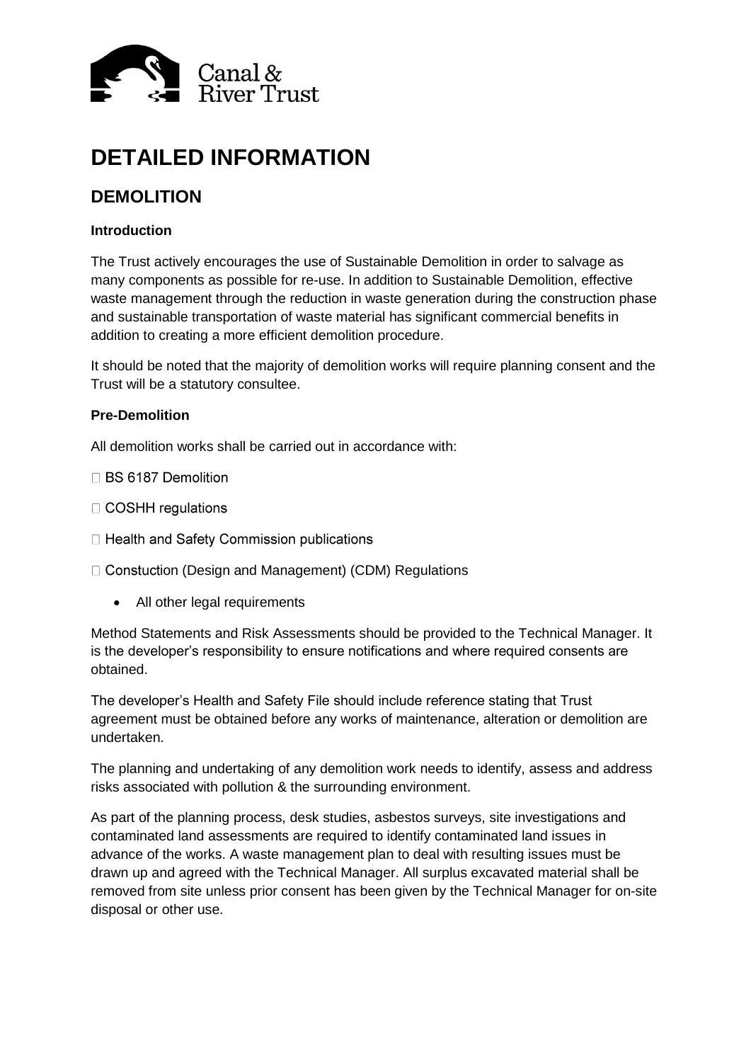# DETAILED INFORMATION

## DEMOLITION

### Introduction

The Trust actively encourages the use of Sustainable Demolition in order to salvage as many components as possible for re-use. In addition to Sustainable Demolition, effective waste management through the reduction in waste generation during the construction phase and sustainable transportation of waste material has significant commercial benefits in addition to creating a more efficient demolition procedure.

It should be noted that the majority of demolition works will require planning consent and the Trust will be a statutory consultee.

### Pre-Demolition

All demolition works shall be carried out in accordance with:

- BS 6187 Demolition
- COSHH regulations
- Health and Safety Commission publications
- Constuction (Design and Management) (CDM) Regulations
  - All other legal requirements

Method Statements and Risk Assessments should be provided to the Technical Manager. It is the developer's responsibility to ensure notifications and where required consents are obtained.

The developer's Health and Safety File should include reference stating that Trust agreement must be obtained before any works of maintenance, alteration or demolition are undertaken.

The planning and undertaking of any demolition work needs to identify, assess and address risks associated with pollution & the surrounding environment.

As part of the planning process, desk studies, asbestos surveys, site investigations and contaminated land assessments are required to identify contaminated land issues in advance of the works. A waste management plan to deal with resulting issues must be drawn up and agreed with the Technical Manager. All surplus excavated material shall be removed from site unless prior consent has been given by the Technical Manager for on-site disposal or other use.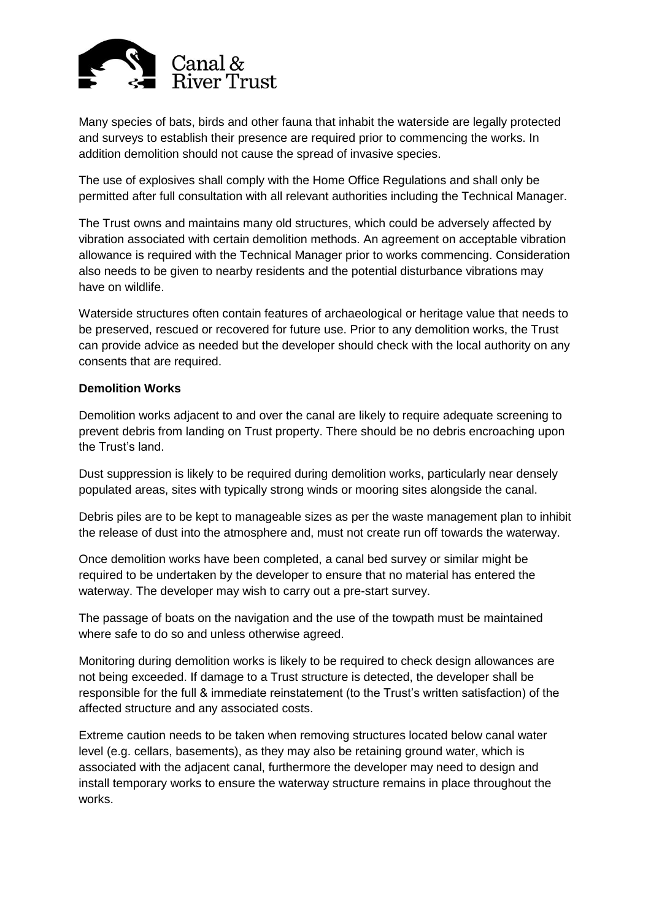Many species of bats, birds and other fauna that inhabit the waterside are legally protected and surveys to establish their presence are required prior to commencing the works. In addition demolition should not cause the spread of invasive species.

The use of explosives shall comply with the Home Office Regulations and shall only be permitted after full consultation with all relevant authorities including the Technical Manager.

The Trust owns and maintains many old structures, which could be adversely affected by vibration associated with certain demolition methods. An agreement on acceptable vibration allowance is required with the Technical Manager prior to works commencing. Consideration also needs to be given to nearby residents and the potential disturbance vibrations may have on wildlife.

Waterside structures often contain features of archaeological or heritage value that needs to be preserved, rescued or recovered for future use. Prior to any demolition works, the Trust can provide advice as needed but the developer should check with the local authority on any consents that are required.

**Demolition Works**

Demolition works adjacent to and over the canal are likely to require adequate screening to prevent debris from landing on Trust property. There should be no debris encroaching upon the Trust's land.

Dust suppression is likely to be required during demolition works, particularly near densely populated areas, sites with typically strong winds or mooring sites alongside the canal.

Debris piles are to be kept to manageable sizes as per the waste management plan to inhibit the release of dust into the atmosphere and, must not create run off towards the waterway.

Once demolition works have been completed, a canal bed survey or similar might be required to be undertaken by the developer to ensure that no material has entered the waterway. The developer may wish to carry out a pre-start survey.

The passage of boats on the navigation and the use of the towpath must be maintained where safe to do so and unless otherwise agreed.

Monitoring during demolition works is likely to be required to check design allowances are not being exceeded. If damage to a Trust structure is detected, the developer shall be responsible for the full & immediate reinstatement (to the Trust's written satisfaction) of the affected structure and any associated costs.

Extreme caution needs to be taken when removing structures located below canal water level (e.g. cellars, basements), as they may also be retaining ground water, which is associated with the adjacent canal, furthermore the developer may need to design and install temporary works to ensure the waterway structure remains in place throughout the works.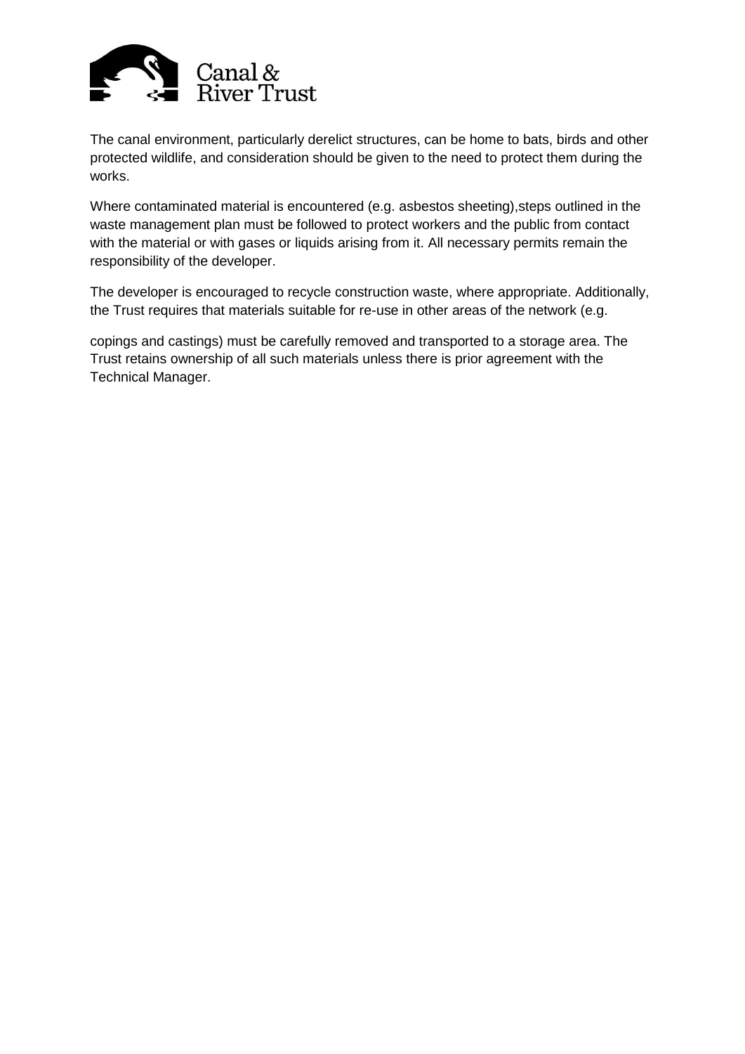The canal environment, particularly derelict structures, can be home to bats, birds and other protected wildlife, and consideration should be given to the need to protect them during the works.

Where contaminated material is encountered (e.g. asbestos sheeting),steps outlined in the waste management plan must be followed to protect workers and the public from contact with the material or with gases or liquids arising from it. All necessary permits remain the responsibility of the developer.

The developer is encouraged to recycle construction waste, where appropriate. Additionally, the Trust requires that materials suitable for re-use in other areas of the network (e.g.

copings and castings) must be carefully removed and transported to a storage area. The Trust retains ownership of all such materials unless there is prior agreement with the Technical Manager.